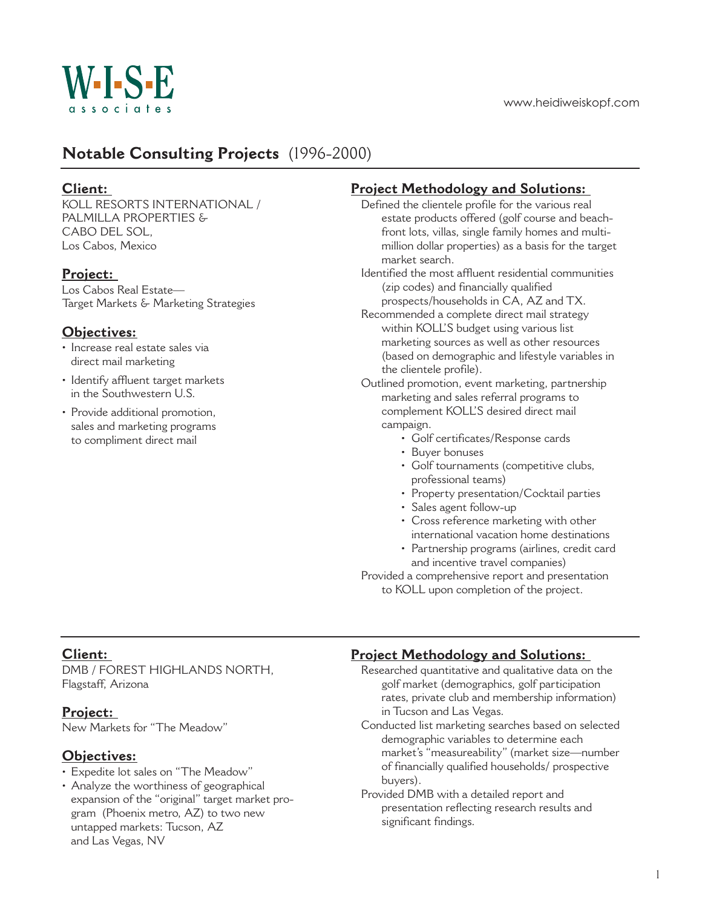W·I·S·E associates

www.heidiweiskopf.com

# Notable Consulting Projects (1996-2000)

**Client:**
KOLL RESORTS INTERNATIONAL / PALMILLA PROPERTIES & CABO DEL SOL, Los Cabos, Mexico

**Project:**
Los Cabos Real Estate— Target Markets & Marketing Strategies

**Objectives:**

- Increase real estate sales via direct mail marketing
- Identify affluent target markets in the Southwestern U.S.
- Provide additional promotion, sales and marketing programs to compliment direct mail

**Project Methodology and Solutions:**

Defined the clientele profile for the various real estate products offered (golf course and beach-front lots, villas, single family homes and multi-million dollar properties) as a basis for the target market search.

Identified the most affluent residential communities (zip codes) and financially qualified prospects/households in CA, AZ and TX.

Recommended a complete direct mail strategy within KOLL'S budget using various list marketing sources as well as other resources (based on demographic and lifestyle variables in the clientele profile).

Outlined promotion, event marketing, partnership marketing and sales referral programs to complement KOLL'S desired direct mail campaign.

- Golf certificates/Response cards
- Buyer bonuses
- Golf tournaments (competitive clubs, professional teams)
- Property presentation/Cocktail parties
- Sales agent follow-up
- Cross reference marketing with other international vacation home destinations
- Partnership programs (airlines, credit card and incentive travel companies)

Provided a comprehensive report and presentation to KOLL upon completion of the project.

---

**Client:**
DMB / FOREST HIGHLANDS NORTH, Flagstaff, Arizona

**Project:**
New Markets for "The Meadow"

**Objectives:**

- Expedite lot sales on "The Meadow"
- Analyze the worthiness of geographical expansion of the "original" target market program (Phoenix metro, AZ) to two new untapped markets: Tucson, AZ and Las Vegas, NV

**Project Methodology and Solutions:**

Researched quantitative and qualitative data on the golf market (demographics, golf participation rates, private club and membership information) in Tucson and Las Vegas.

Conducted list marketing searches based on selected demographic variables to determine each market's "measureability" (market size—number of financially qualified households/ prospective buyers).

Provided DMB with a detailed report and presentation reflecting research results and significant findings.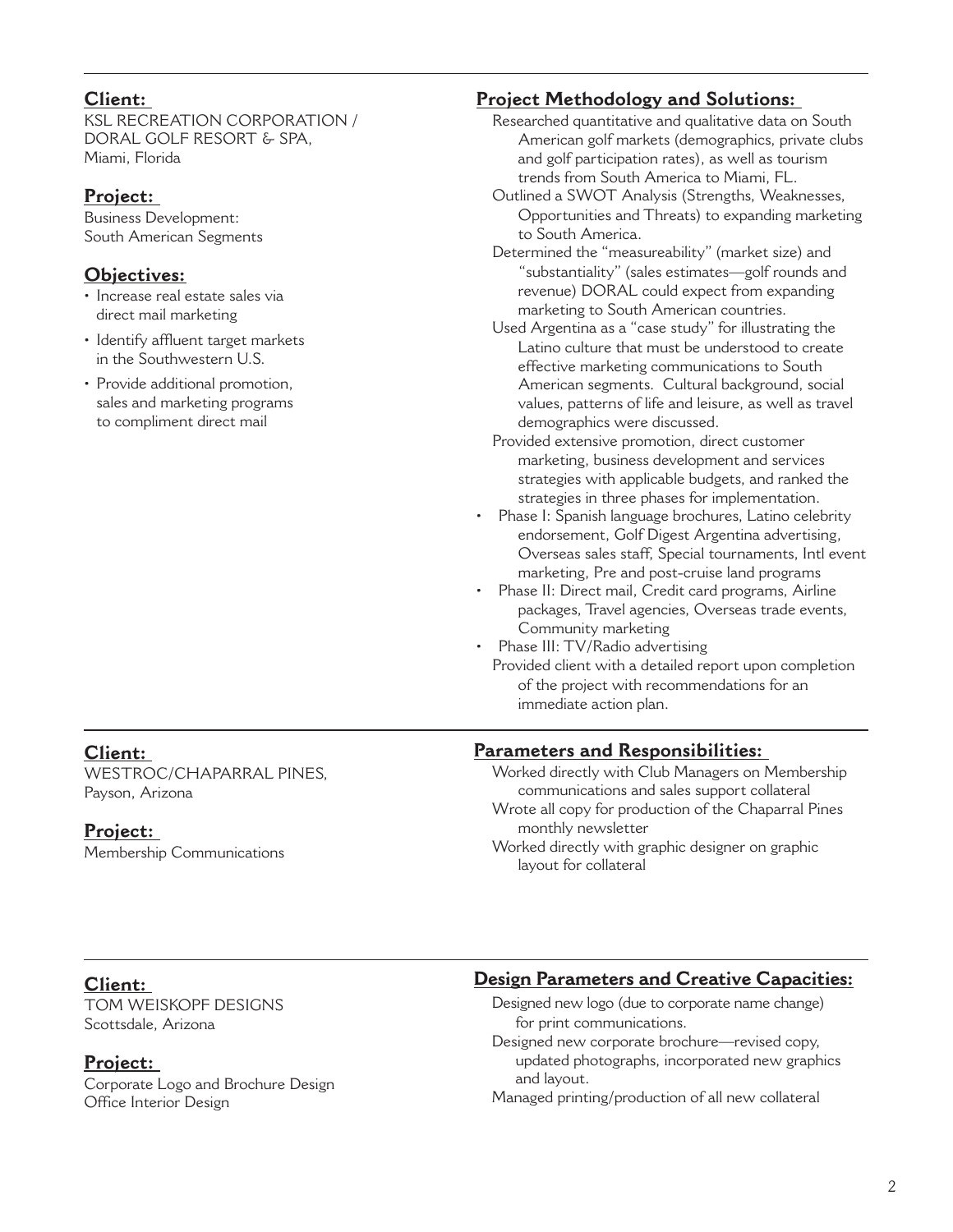**Client:**
KSL RECREATION CORPORATION / DORAL GOLF RESORT & SPA,
Miami, Florida

**Project:**
Business Development:
South American Segments

**Objectives:**

- Increase real estate sales via direct mail marketing
- Identify affluent target markets in the Southwestern U.S.
- Provide additional promotion, sales and marketing programs to compliment direct mail

**Project Methodology and Solutions:**

Researched quantitative and qualitative data on South American golf markets (demographics, private clubs and golf participation rates), as well as tourism trends from South America to Miami, FL.

Outlined a SWOT Analysis (Strengths, Weaknesses, Opportunities and Threats) to expanding marketing to South America.

Determined the "measureability" (market size) and "substantiality" (sales estimates—golf rounds and revenue) DORAL could expect from expanding marketing to South American countries.

Used Argentina as a "case study" for illustrating the Latino culture that must be understood to create effective marketing communications to South American segments. Cultural background, social values, patterns of life and leisure, as well as travel demographics were discussed.

Provided extensive promotion, direct customer marketing, business development and services strategies with applicable budgets, and ranked the strategies in three phases for implementation.

- Phase I: Spanish language brochures, Latino celebrity endorsement, Golf Digest Argentina advertising, Overseas sales staff, Special tournaments, Intl event marketing, Pre and post-cruise land programs
- Phase II: Direct mail, Credit card programs, Airline packages, Travel agencies, Overseas trade events, Community marketing
- Phase III: TV/Radio advertising

Provided client with a detailed report upon completion of the project with recommendations for an immediate action plan.

---

**Client:**
WESTROC/CHAPARRAL PINES,
Payson, Arizona

**Project:**
Membership Communications

**Parameters and Responsibilities:**

Worked directly with Club Managers on Membership communications and sales support collateral

Wrote all copy for production of the Chaparral Pines monthly newsletter

Worked directly with graphic designer on graphic layout for collateral

---

**Client:**
TOM WEISKOPF DESIGNS
Scottsdale, Arizona

**Project:**
Corporate Logo and Brochure Design
Office Interior Design

**Design Parameters and Creative Capacities:**

Designed new logo (due to corporate name change) for print communications.

Designed new corporate brochure—revised copy, updated photographs, incorporated new graphics and layout.

Managed printing/production of all new collateral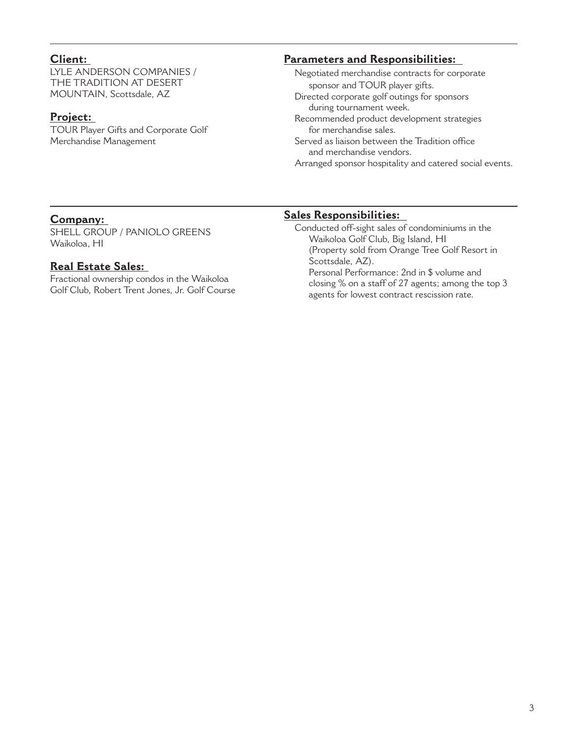**Client:**
LYLE ANDERSON COMPANIES / THE TRADITION AT DESERT MOUNTAIN, Scottsdale, AZ

**Project:**
TOUR Player Gifts and Corporate Golf Merchandise Management

**Parameters and Responsibilities:**

- Negotiated merchandise contracts for corporate sponsor and TOUR player gifts.
- Directed corporate golf outings for sponsors during tournament week.
- Recommended product development strategies for merchandise sales.
- Served as liaison between the Tradition office and merchandise vendors.
- Arranged sponsor hospitality and catered social events.

---

**Company:**
SHELL GROUP / PANIOLO GREENS
Waikoloa, HI

**Real Estate Sales:**
Fractional ownership condos in the Waikoloa Golf Club, Robert Trent Jones, Jr. Golf Course

**Sales Responsibilities:**

Conducted off-sight sales of condominiums in the Waikoloa Golf Club, Big Island, HI (Property sold from Orange Tree Golf Resort in Scottsdale, AZ).
Personal Performance: 2nd in $ volume and closing % on a staff of 27 agents; among the top 3 agents for lowest contract rescission rate.